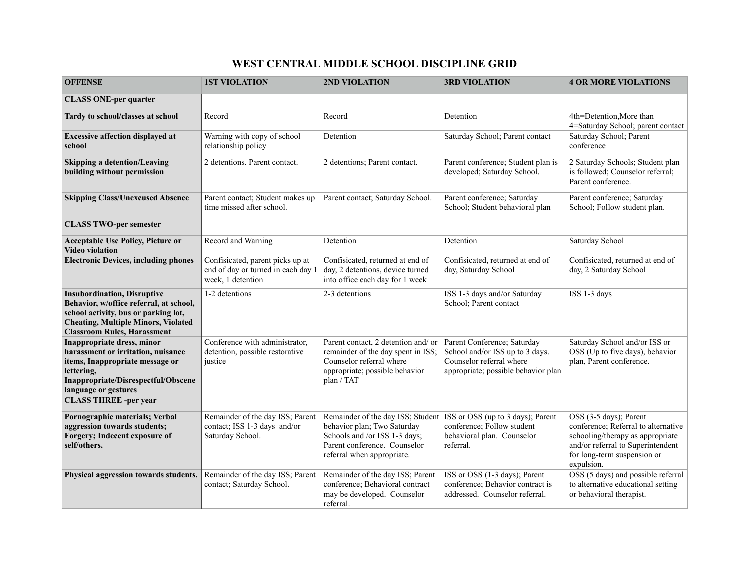# WEST CENTRAL MIDDLE SCHOOL DISCIPLINE GRID

| OFFENSE | 1ST VIOLATION | 2ND VIOLATION | 3RD VIOLATION | 4 OR MORE VIOLATIONS |
|---|---|---|---|---|
| **CLASS ONE-per quarter** | | | | |
| **Tardy to school/classes at school** | Record | Record | Detention | 4th=Detention,More than 4=Saturday School; parent contact |
| **Excessive affection displayed at school** | Warning with copy of school relationship policy | Detention | Saturday School; Parent contact | Saturday School; Parent conference |
| **Skipping a detention/Leaving building without permission** | 2 detentions. Parent contact. | 2 detentions; Parent contact. | Parent conference; Student plan is developed; Saturday School. | 2 Saturday Schools; Student plan is followed; Counselor referral; Parent conference. |
| **Skipping Class/Unexcused Absence** | Parent contact; Student makes up time missed after school. | Parent contact; Saturday School. | Parent conference; Saturday School; Student behavioral plan | Parent conference; Saturday School; Follow student plan. |
| **CLASS TWO-per semester** | | | | |
| **Acceptable Use Policy, Picture or Video violation** | Record and Warning | Detention | Detention | Saturday School |
| **Electronic Devices, including phones** | Confisicated, parent picks up at end of day or turned in each day 1 week, 1 detention | Confisicated, returned at end of day, 2 detentions, device turned into office each day for 1 week | Confisicated, returned at end of day, Saturday School | Confisicated, returned at end of day, 2 Saturday School |
| **Insubordination, Disruptive Behavior, w/office referral, at school, school activity, bus or parking lot, Cheating, Multiple Minors, Violated Classroom Rules, Harassment** | 1-2 detentions | 2-3 detentions | ISS 1-3 days and/or Saturday School; Parent contact | ISS 1-3 days |
| **Inappropriate dress, minor harassment or irritation, nuisance items, Inappropriate message or lettering, Inappropriate/Disrespectful/Obscene language or gestures** | Conference with administrator, detention, possible restorative justice | Parent contact, 2 detention and/ or remainder of the day spent in ISS; Counselor referral where appropriate; possible behavior plan / TAT | Parent Conference; Saturday School and/or ISS up to 3 days. Counselor referral where appropriate; possible behavior plan | Saturday School and/or ISS or OSS (Up to five days), behavior plan, Parent conference. |
| **CLASS THREE -per year** | | | | |
| **Pornographic materials; Verbal aggression towards students; Forgery; Indecent exposure of self/others.** | Remainder of the day ISS; Parent contact; ISS 1-3 days and/or Saturday School. | Remainder of the day ISS; Student behavior plan; Two Saturday Schools and /or ISS 1-3 days; Parent conference. Counselor referral when appropriate. | ISS or OSS (up to 3 days); Parent conference; Follow student behavioral plan. Counselor referral. | OSS (3-5 days); Parent conference; Referral to alternative schooling/therapy as appropriate and/or referral to Superintendent for long-term suspension or expulsion. |
| **Physical aggression towards students.** | Remainder of the day ISS; Parent contact; Saturday School. | Remainder of the day ISS; Parent conference; Behavioral contract may be developed. Counselor referral. | ISS or OSS (1-3 days); Parent conference; Behavior contract is addressed. Counselor referral. | OSS (5 days) and possible referral to alternative educational setting or behavioral therapist. |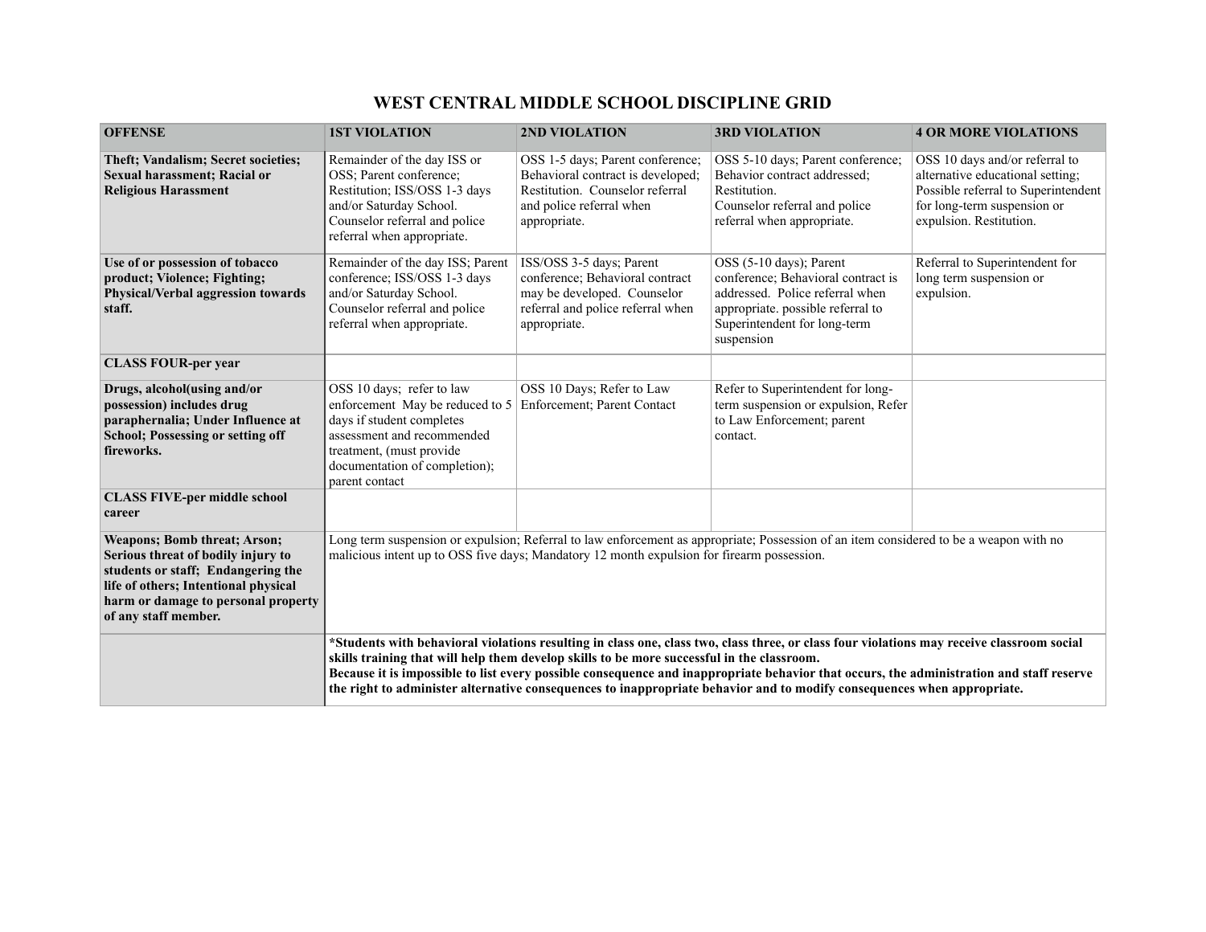# WEST CENTRAL MIDDLE SCHOOL DISCIPLINE GRID

| OFFENSE | 1ST VIOLATION | 2ND VIOLATION | 3RD VIOLATION | 4 OR MORE VIOLATIONS |
|---|---|---|---|---|
| **Theft; Vandalism; Secret societies; Sexual harassment; Racial or Religious Harassment** | Remainder of the day ISS or OSS; Parent conference; Restitution; ISS/OSS 1-3 days and/or Saturday School. Counselor referral and police referral when appropriate. | OSS 1-5 days; Parent conference; Behavioral contract is developed; Restitution. Counselor referral and police referral when appropriate. | OSS 5-10 days; Parent conference; Behavior contract addressed; Restitution. Counselor referral and police referral when appropriate. | OSS 10 days and/or referral to alternative educational setting; Possible referral to Superintendent for long-term suspension or expulsion. Restitution. |
| **Use of or possession of tobacco product; Violence; Fighting; Physical/Verbal aggression towards staff.** | Remainder of the day ISS; Parent conference; ISS/OSS 1-3 days and/or Saturday School. Counselor referral and police referral when appropriate. | ISS/OSS 3-5 days; Parent conference; Behavioral contract may be developed. Counselor referral and police referral when appropriate. | OSS (5-10 days); Parent conference; Behavioral contract is addressed. Police referral when appropriate. possible referral to Superintendent for long-term suspension | Referral to Superintendent for long term suspension or expulsion. |
| **CLASS FOUR-per year** | | | | |
| **Drugs, alcohol(using and/or possession) includes drug paraphernalia; Under Influence at School; Possessing or setting off fireworks.** | OSS 10 days; refer to law enforcement May be reduced to 5 days if student completes assessment and recommended treatment, (must provide documentation of completion); parent contact | OSS 10 Days; Refer to Law Enforcement; Parent Contact | Refer to Superintendent for long-term suspension or expulsion, Refer to Law Enforcement; parent contact. | |
| **CLASS FIVE-per middle school career** | | | | |
| **Weapons; Bomb threat; Arson; Serious threat of bodily injury to students or staff; Endangering the life of others; Intentional physical harm or damage to personal property of any staff member.** | Long term suspension or expulsion; Referral to law enforcement as appropriate; Possession of an item considered to be a weapon with no malicious intent up to OSS five days; Mandatory 12 month expulsion for firearm possession. | | | |
| | **\*Students with behavioral violations resulting in class one, class two, class three, or class four violations may receive classroom social skills training that will help them develop skills to be more successful in the classroom. Because it is impossible to list every possible consequence and inappropriate behavior that occurs, the administration and staff reserve the right to administer alternative consequences to inappropriate behavior and to modify consequences when appropriate.** | | | |